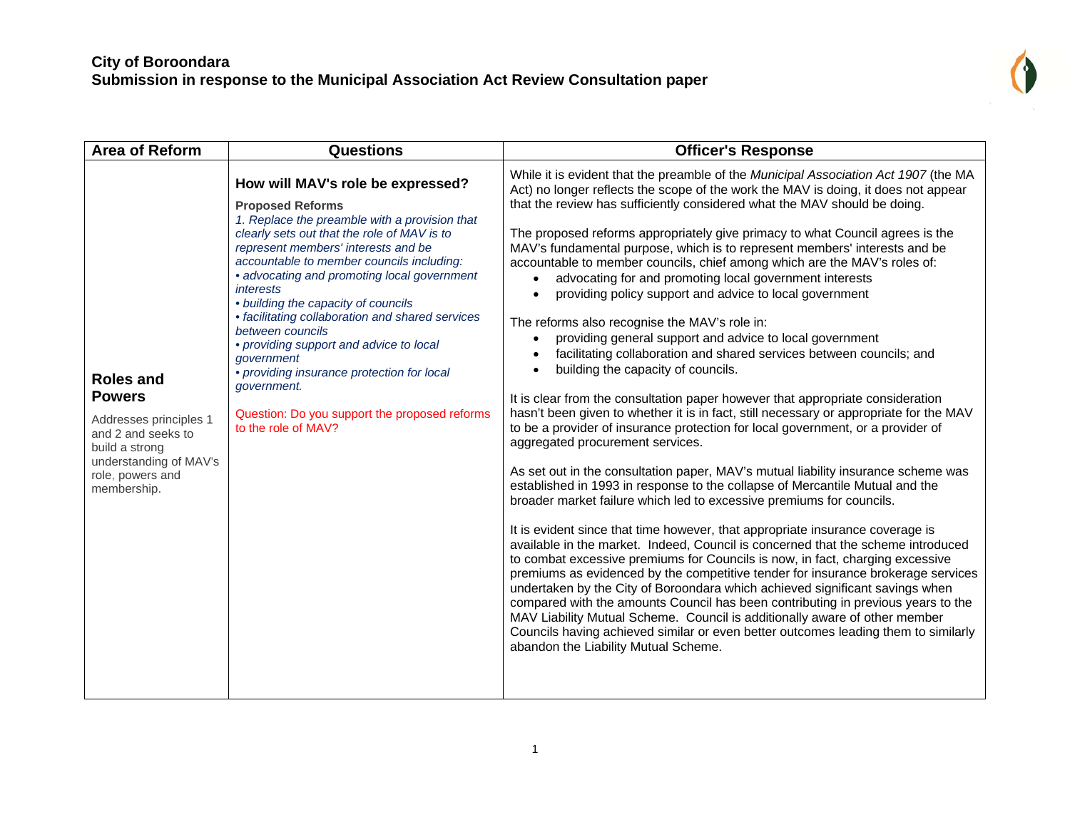# City of Boroondara

## Submission in response to the Municipal Association Act Review Consultation paper

| Area of Reform | Questions | Officer's Response |
|---|---|---|
| **Roles and Powers**<br><br>Addresses principles 1 and 2 and seeks to build a strong understanding of MAV's role, powers and membership. | **How will MAV's role be expressed?**<br><br>**Proposed Reforms**<br>*1. Replace the preamble with a provision that clearly sets out that the role of MAV is to represent members' interests and be accountable to member councils including:*<br>*• advocating and promoting local government interests*<br>*• building the capacity of councils*<br>*• facilitating collaboration and shared services between councils*<br>*• providing support and advice to local government*<br>*• providing insurance protection for local government.*<br><br>Question: Do you support the proposed reforms to the role of MAV? | While it is evident that the preamble of the *Municipal Association Act 1907* (the MA Act) no longer reflects the scope of the work the MAV is doing, it does not appear that the review has sufficiently considered what the MAV should be doing.<br><br>The proposed reforms appropriately give primacy to what Council agrees is the MAV's fundamental purpose, which is to represent members' interests and be accountable to member councils, chief among which are the MAV's roles of:<br>• advocating for and promoting local government interests<br>• providing policy support and advice to local government<br><br>The reforms also recognise the MAV's role in:<br>• providing general support and advice to local government<br>• facilitating collaboration and shared services between councils; and<br>• building the capacity of councils.<br><br>It is clear from the consultation paper however that appropriate consideration hasn't been given to whether it is in fact, still necessary or appropriate for the MAV to be a provider of insurance protection for local government, or a provider of aggregated procurement services.<br><br>As set out in the consultation paper, MAV's mutual liability insurance scheme was established in 1993 in response to the collapse of Mercantile Mutual and the broader market failure which led to excessive premiums for councils.<br><br>It is evident since that time however, that appropriate insurance coverage is available in the market. Indeed, Council is concerned that the scheme introduced to combat excessive premiums for Councils is now, in fact, charging excessive premiums as evidenced by the competitive tender for insurance brokerage services undertaken by the City of Boroondara which achieved significant savings when compared with the amounts Council has been contributing in previous years to the MAV Liability Mutual Scheme. Council is additionally aware of other member Councils having achieved similar or even better outcomes leading them to similarly abandon the Liability Mutual Scheme. |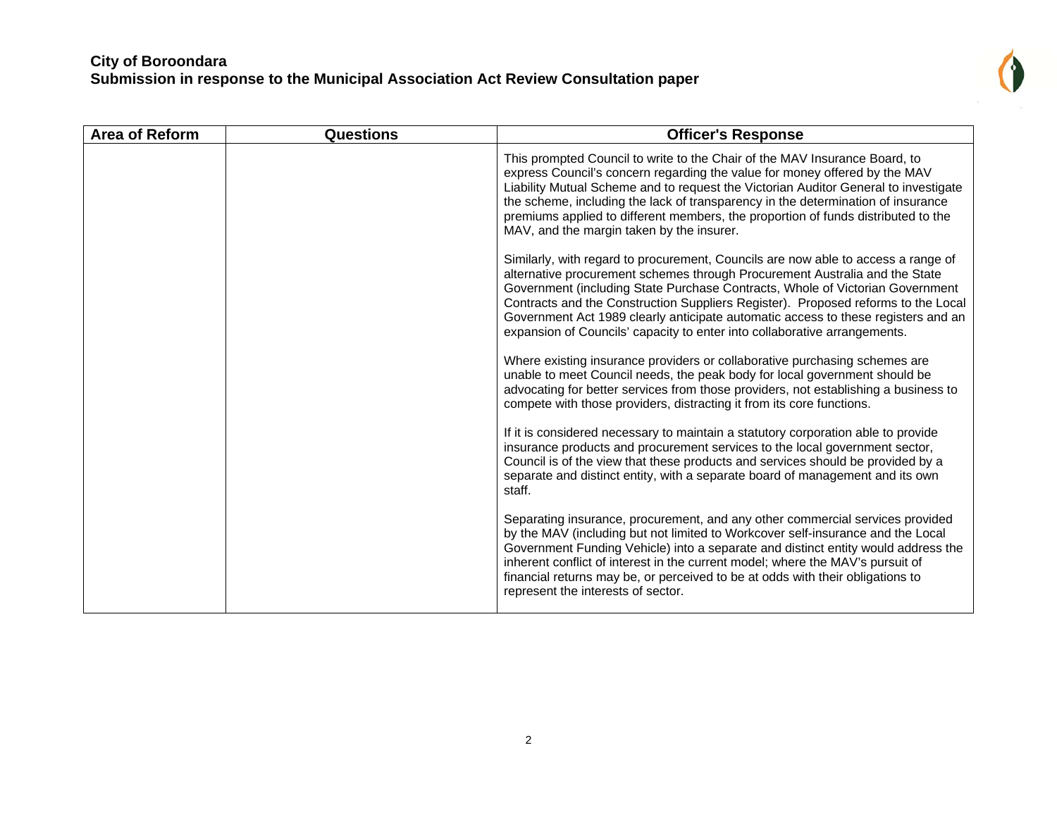| Area of Reform | Questions | Officer's Response |
|---|---|---|
| | | This prompted Council to write to the Chair of the MAV Insurance Board, to express Council's concern regarding the value for money offered by the MAV Liability Mutual Scheme and to request the Victorian Auditor General to investigate the scheme, including the lack of transparency in the determination of insurance premiums applied to different members, the proportion of funds distributed to the MAV, and the margin taken by the insurer.<br><br>Similarly, with regard to procurement, Councils are now able to access a range of alternative procurement schemes through Procurement Australia and the State Government (including State Purchase Contracts, Whole of Victorian Government Contracts and the Construction Suppliers Register). Proposed reforms to the Local Government Act 1989 clearly anticipate automatic access to these registers and an expansion of Councils' capacity to enter into collaborative arrangements.<br><br>Where existing insurance providers or collaborative purchasing schemes are unable to meet Council needs, the peak body for local government should be advocating for better services from those providers, not establishing a business to compete with those providers, distracting it from its core functions.<br><br>If it is considered necessary to maintain a statutory corporation able to provide insurance products and procurement services to the local government sector, Council is of the view that these products and services should be provided by a separate and distinct entity, with a separate board of management and its own staff.<br><br>Separating insurance, procurement, and any other commercial services provided by the MAV (including but not limited to Workcover self-insurance and the Local Government Funding Vehicle) into a separate and distinct entity would address the inherent conflict of interest in the current model; where the MAV's pursuit of financial returns may be, or perceived to be at odds with their obligations to represent the interests of sector. |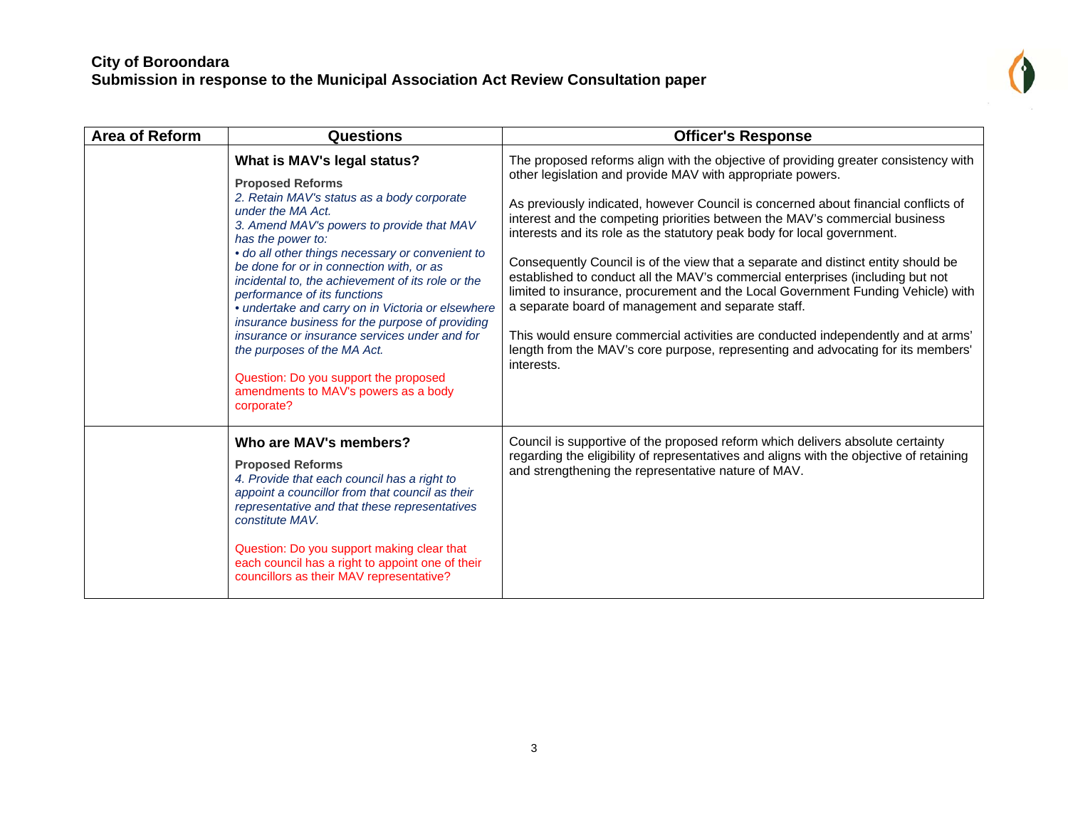| Area of Reform | Questions | Officer's Response |
|---|---|---|
| | **What is MAV's legal status?**<br><br>**Proposed Reforms**<br>*2. Retain MAV's status as a body corporate under the MA Act.*<br>*3. Amend MAV's powers to provide that MAV has the power to:*<br>*• do all other things necessary or convenient to be done for or in connection with, or as incidental to, the achievement of its role or the performance of its functions*<br>*• undertake and carry on in Victoria or elsewhere insurance business for the purpose of providing insurance or insurance services under and for the purposes of the MA Act.*<br><br>Question: Do you support the proposed amendments to MAV's powers as a body corporate? | The proposed reforms align with the objective of providing greater consistency with other legislation and provide MAV with appropriate powers.<br><br>As previously indicated, however Council is concerned about financial conflicts of interest and the competing priorities between the MAV's commercial business interests and its role as the statutory peak body for local government.<br><br>Consequently Council is of the view that a separate and distinct entity should be established to conduct all the MAV's commercial enterprises (including but not limited to insurance, procurement and the Local Government Funding Vehicle) with a separate board of management and separate staff.<br><br>This would ensure commercial activities are conducted independently and at arms' length from the MAV's core purpose, representing and advocating for its members' interests. |
| | **Who are MAV's members?**<br><br>**Proposed Reforms**<br>*4. Provide that each council has a right to appoint a councillor from that council as their representative and that these representatives constitute MAV.*<br><br>Question: Do you support making clear that each council has a right to appoint one of their councillors as their MAV representative? | Council is supportive of the proposed reform which delivers absolute certainty regarding the eligibility of representatives and aligns with the objective of retaining and strengthening the representative nature of MAV. |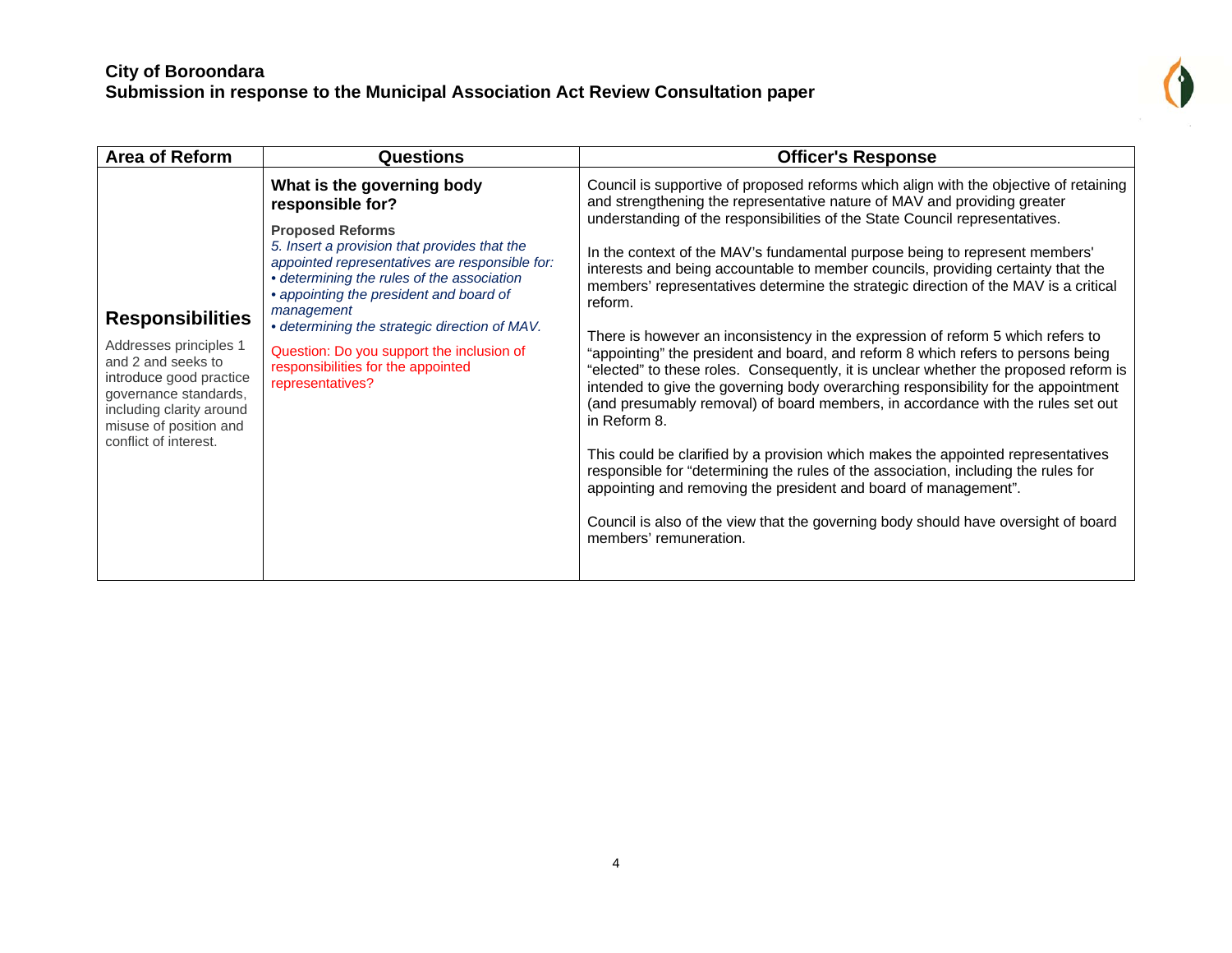**City of Boroondara**
**Submission in response to the Municipal Association Act Review Consultation paper**

| Area of Reform | Questions | Officer's Response |
|---|---|---|
| **Responsibilities**<br><br>Addresses principles 1 and 2 and seeks to introduce good practice governance standards, including clarity around misuse of position and conflict of interest. | **What is the governing body responsible for?**<br><br>**Proposed Reforms**<br>*5. Insert a provision that provides that the appointed representatives are responsible for:*<br>*• determining the rules of the association*<br>*• appointing the president and board of management*<br>*• determining the strategic direction of MAV.*<br><br>Question: Do you support the inclusion of responsibilities for the appointed representatives? | Council is supportive of proposed reforms which align with the objective of retaining and strengthening the representative nature of MAV and providing greater understanding of the responsibilities of the State Council representatives.<br><br>In the context of the MAV's fundamental purpose being to represent members' interests and being accountable to member councils, providing certainty that the members' representatives determine the strategic direction of the MAV is a critical reform.<br><br>There is however an inconsistency in the expression of reform 5 which refers to "appointing" the president and board, and reform 8 which refers to persons being "elected" to these roles. Consequently, it is unclear whether the proposed reform is intended to give the governing body overarching responsibility for the appointment (and presumably removal) of board members, in accordance with the rules set out in Reform 8.<br><br>This could be clarified by a provision which makes the appointed representatives responsible for "determining the rules of the association, including the rules for appointing and removing the president and board of management".<br><br>Council is also of the view that the governing body should have oversight of board members' remuneration. |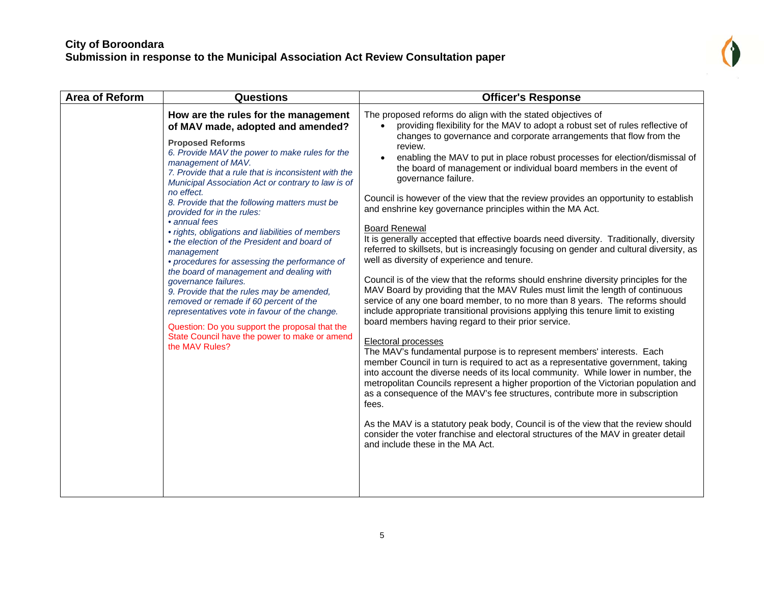| Area of Reform | Questions | Officer's Response |
|---|---|---|
| | **How are the rules for the management of MAV made, adopted and amended?**<br><br>**Proposed Reforms**<br>*6. Provide MAV the power to make rules for the management of MAV.*<br>*7. Provide that a rule that is inconsistent with the Municipal Association Act or contrary to law is of no effect.*<br>*8. Provide that the following matters must be provided for in the rules:*<br>*• annual fees*<br>*• rights, obligations and liabilities of members*<br>*• the election of the President and board of management*<br>*• procedures for assessing the performance of the board of management and dealing with governance failures.*<br>*9. Provide that the rules may be amended, removed or remade if 60 percent of the representatives vote in favour of the change.*<br><br>Question: Do you support the proposal that the State Council have the power to make or amend the MAV Rules? | The proposed reforms do align with the stated objectives of<br>• providing flexibility for the MAV to adopt a robust set of rules reflective of changes to governance and corporate arrangements that flow from the review.<br>• enabling the MAV to put in place robust processes for election/dismissal of the board of management or individual board members in the event of governance failure.<br><br>Council is however of the view that the review provides an opportunity to establish and enshrine key governance principles within the MA Act.<br><br><u>Board Renewal</u><br>It is generally accepted that effective boards need diversity. Traditionally, diversity referred to skillsets, but is increasingly focusing on gender and cultural diversity, as well as diversity of experience and tenure.<br><br>Council is of the view that the reforms should enshrine diversity principles for the MAV Board by providing that the MAV Rules must limit the length of continuous service of any one board member, to no more than 8 years. The reforms should include appropriate transitional provisions applying this tenure limit to existing board members having regard to their prior service.<br><br><u>Electoral processes</u><br>The MAV's fundamental purpose is to represent members' interests. Each member Council in turn is required to act as a representative government, taking into account the diverse needs of its local community. While lower in number, the metropolitan Councils represent a higher proportion of the Victorian population and as a consequence of the MAV's fee structures, contribute more in subscription fees.<br><br>As the MAV is a statutory peak body, Council is of the view that the review should consider the voter franchise and electoral structures of the MAV in greater detail and include these in the MA Act. |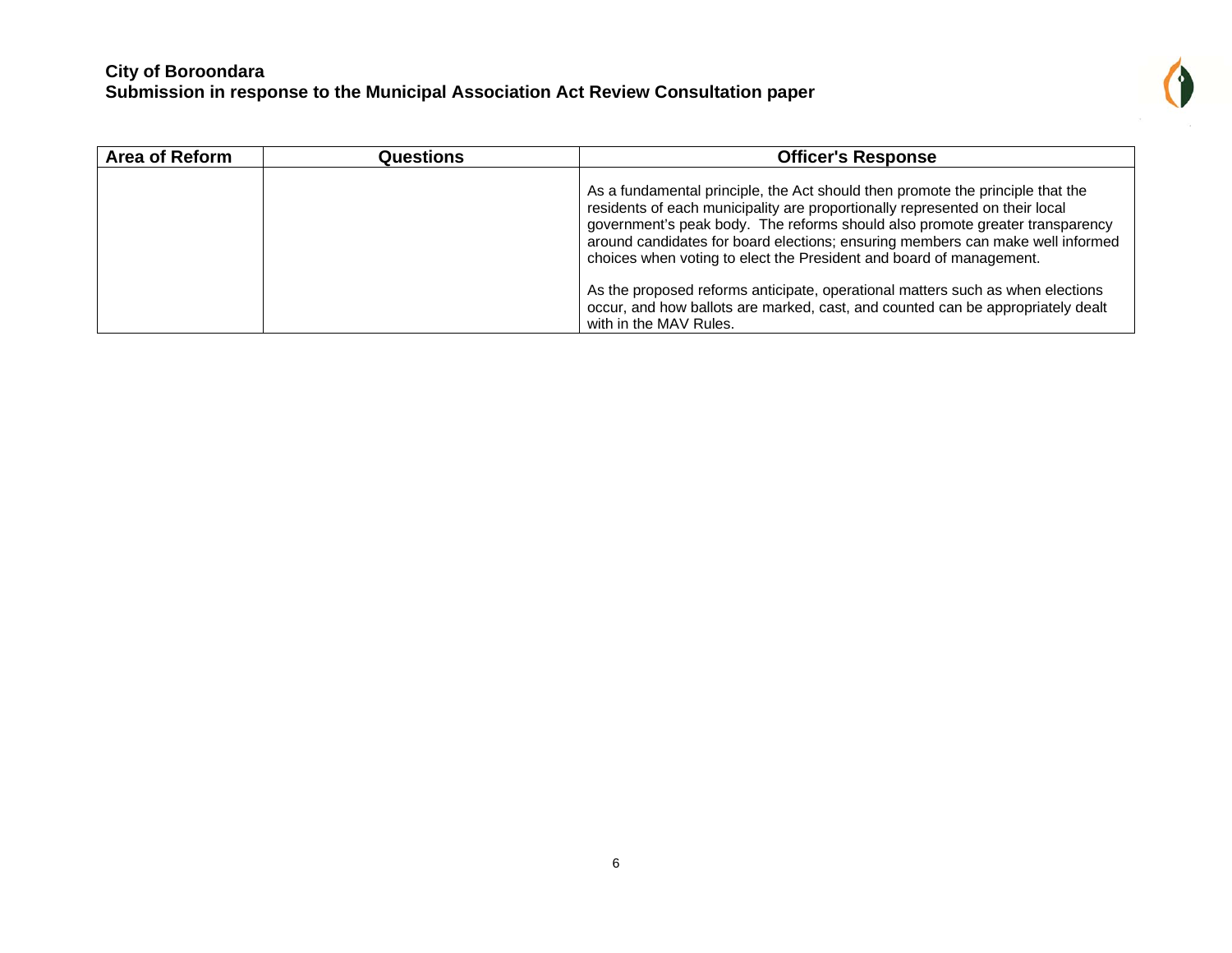| Area of Reform | Questions | Officer's Response |
|---|---|---|
| | | As a fundamental principle, the Act should then promote the principle that the residents of each municipality are proportionally represented on their local government's peak body. The reforms should also promote greater transparency around candidates for board elections; ensuring members can make well informed choices when voting to elect the President and board of management.<br><br>As the proposed reforms anticipate, operational matters such as when elections occur, and how ballots are marked, cast, and counted can be appropriately dealt with in the MAV Rules. |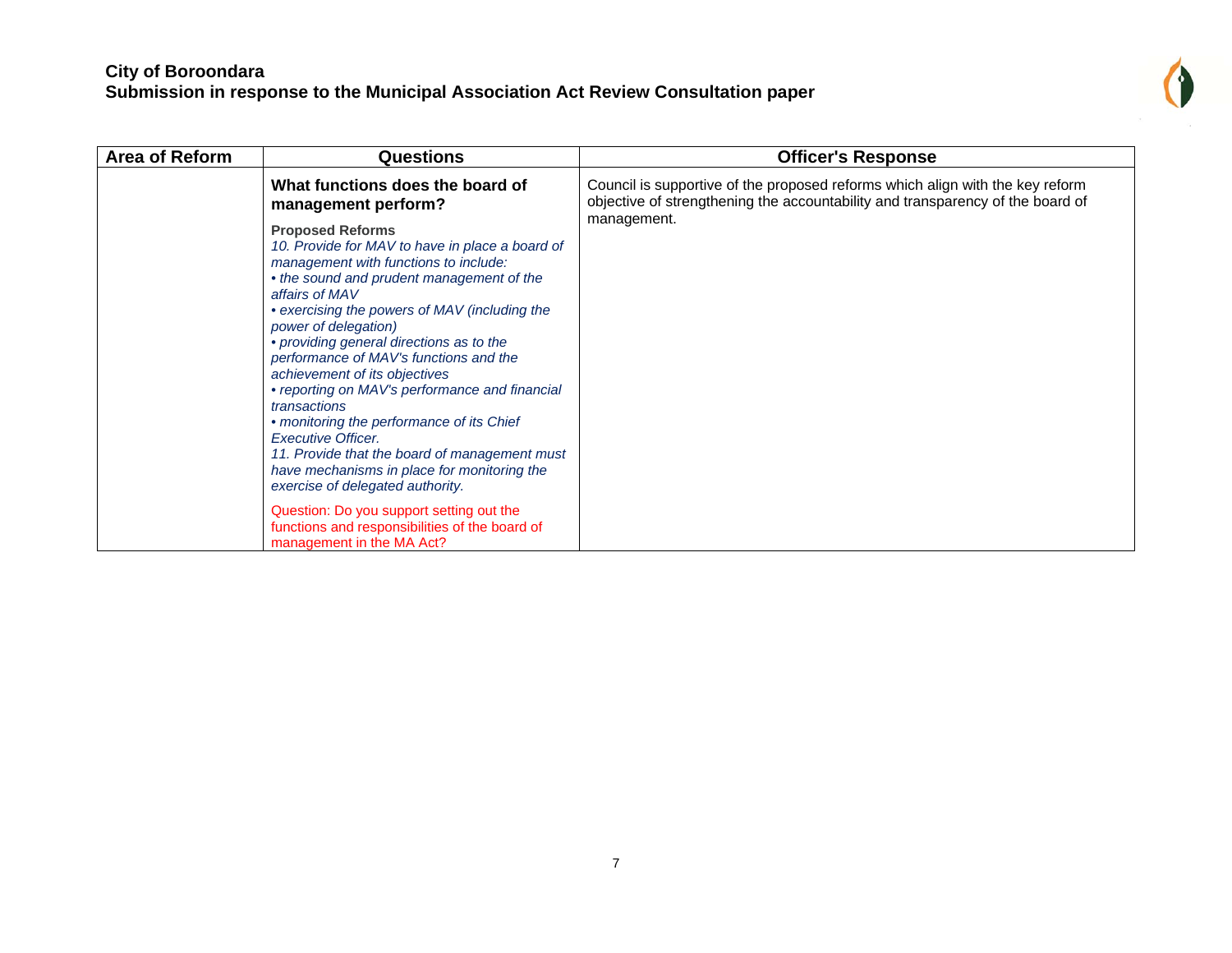| Area of Reform | Questions | Officer's Response |
|---|---|---|
| | **What functions does the board of management perform?**<br><br>**Proposed Reforms**<br>*10. Provide for MAV to have in place a board of management with functions to include:*<br>*• the sound and prudent management of the affairs of MAV*<br>*• exercising the powers of MAV (including the power of delegation)*<br>*• providing general directions as to the performance of MAV's functions and the achievement of its objectives*<br>*• reporting on MAV's performance and financial transactions*<br>*• monitoring the performance of its Chief Executive Officer.*<br>*11. Provide that the board of management must have mechanisms in place for monitoring the exercise of delegated authority.*<br><br>Question: Do you support setting out the functions and responsibilities of the board of management in the MA Act? | Council is supportive of the proposed reforms which align with the key reform objective of strengthening the accountability and transparency of the board of management. |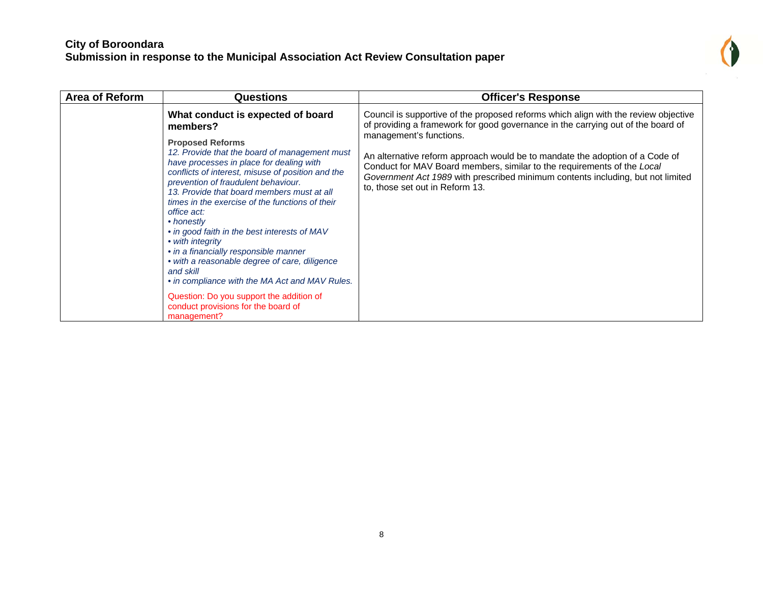| Area of Reform | Questions | Officer's Response |
|---|---|---|
| | **What conduct is expected of board members?**<br><br>**Proposed Reforms**<br>*12. Provide that the board of management must have processes in place for dealing with conflicts of interest, misuse of position and the prevention of fraudulent behaviour.*<br>*13. Provide that board members must at all times in the exercise of the functions of their office act:*<br>*• honestly*<br>*• in good faith in the best interests of MAV*<br>*• with integrity*<br>*• in a financially responsible manner*<br>*• with a reasonable degree of care, diligence and skill*<br>*• in compliance with the MA Act and MAV Rules.*<br><br>Question: Do you support the addition of conduct provisions for the board of management? | Council is supportive of the proposed reforms which align with the review objective of providing a framework for good governance in the carrying out of the board of management's functions.<br><br>An alternative reform approach would be to mandate the adoption of a Code of Conduct for MAV Board members, similar to the requirements of the *Local Government Act 1989* with prescribed minimum contents including, but not limited to, those set out in Reform 13. |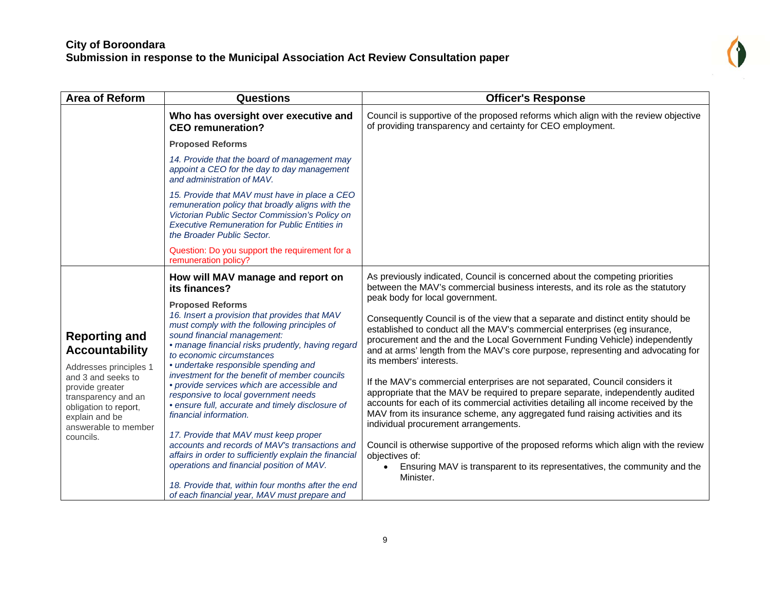**City of Boroondara**
**Submission in response to the Municipal Association Act Review Consultation paper**

| Area of Reform | Questions | Officer's Response |
|---|---|---|
| | **Who has oversight over executive and CEO remuneration?**<br><br>**Proposed Reforms**<br><br>*14. Provide that the board of management may appoint a CEO for the day to day management and administration of MAV.*<br><br>*15. Provide that MAV must have in place a CEO remuneration policy that broadly aligns with the Victorian Public Sector Commission's Policy on Executive Remuneration for Public Entities in the Broader Public Sector.*<br><br>Question: Do you support the requirement for a remuneration policy? | Council is supportive of the proposed reforms which align with the review objective of providing transparency and certainty for CEO employment. |
| **Reporting and Accountability**<br><br>Addresses principles 1 and 3 and seeks to provide greater transparency and an obligation to report, explain and be answerable to member councils. | **How will MAV manage and report on its finances?**<br><br>**Proposed Reforms**<br>*16. Insert a provision that provides that MAV must comply with the following principles of sound financial management:*<br>*• manage financial risks prudently, having regard to economic circumstances*<br>*• undertake responsible spending and investment for the benefit of member councils*<br>*• provide services which are accessible and responsive to local government needs*<br>*• ensure full, accurate and timely disclosure of financial information.*<br><br>*17. Provide that MAV must keep proper accounts and records of MAV's transactions and affairs in order to sufficiently explain the financial operations and financial position of MAV.*<br><br>*18. Provide that, within four months after the end of each financial year, MAV must prepare and* | As previously indicated, Council is concerned about the competing priorities between the MAV's commercial business interests, and its role as the statutory peak body for local government.<br><br>Consequently Council is of the view that a separate and distinct entity should be established to conduct all the MAV's commercial enterprises (eg insurance, procurement and the and the Local Government Funding Vehicle) independently and at arms' length from the MAV's core purpose, representing and advocating for its members' interests.<br><br>If the MAV's commercial enterprises are not separated, Council considers it appropriate that the MAV be required to prepare separate, independently audited accounts for each of its commercial activities detailing all income received by the MAV from its insurance scheme, any aggregated fund raising activities and its individual procurement arrangements.<br><br>Council is otherwise supportive of the proposed reforms which align with the review objectives of:<br>• Ensuring MAV is transparent to its representatives, the community and the Minister. |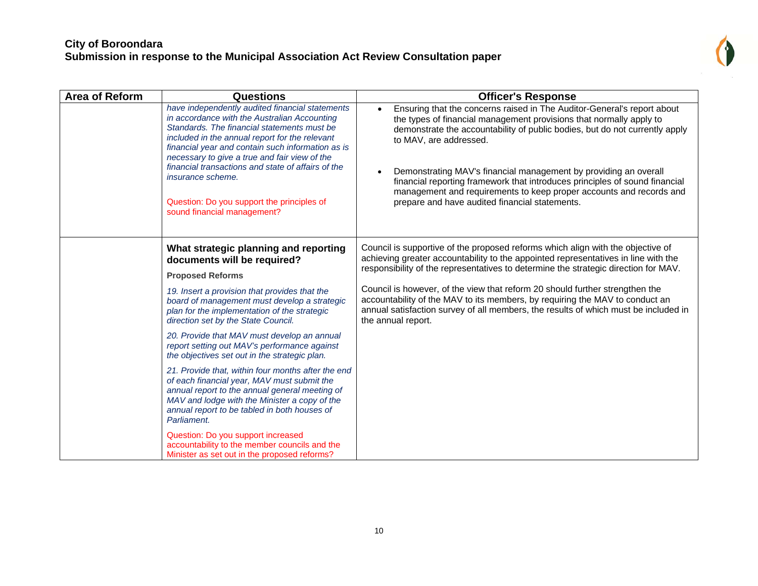| Area of Reform | Questions | Officer's Response |
|---|---|---|
| | *have independently audited financial statements in accordance with the Australian Accounting Standards. The financial statements must be included in the annual report for the relevant financial year and contain such information as is necessary to give a true and fair view of the financial transactions and state of affairs of the insurance scheme.*<br><br>Question: Do you support the principles of sound financial management? | • Ensuring that the concerns raised in The Auditor-General's report about the types of financial management provisions that normally apply to demonstrate the accountability of public bodies, but do not currently apply to MAV, are addressed.<br><br>• Demonstrating MAV's financial management by providing an overall financial reporting framework that introduces principles of sound financial management and requirements to keep proper accounts and records and prepare and have audited financial statements. |
| | **What strategic planning and reporting documents will be required?**<br><br>**Proposed Reforms**<br><br>*19. Insert a provision that provides that the board of management must develop a strategic plan for the implementation of the strategic direction set by the State Council.*<br><br>*20. Provide that MAV must develop an annual report setting out MAV's performance against the objectives set out in the strategic plan.*<br><br>*21. Provide that, within four months after the end of each financial year, MAV must submit the annual report to the annual general meeting of MAV and lodge with the Minister a copy of the annual report to be tabled in both houses of Parliament.*<br><br>Question: Do you support increased accountability to the member councils and the Minister as set out in the proposed reforms? | Council is supportive of the proposed reforms which align with the objective of achieving greater accountability to the appointed representatives in line with the responsibility of the representatives to determine the strategic direction for MAV.<br><br>Council is however, of the view that reform 20 should further strengthen the accountability of the MAV to its members, by requiring the MAV to conduct an annual satisfaction survey of all members, the results of which must be included in the annual report. |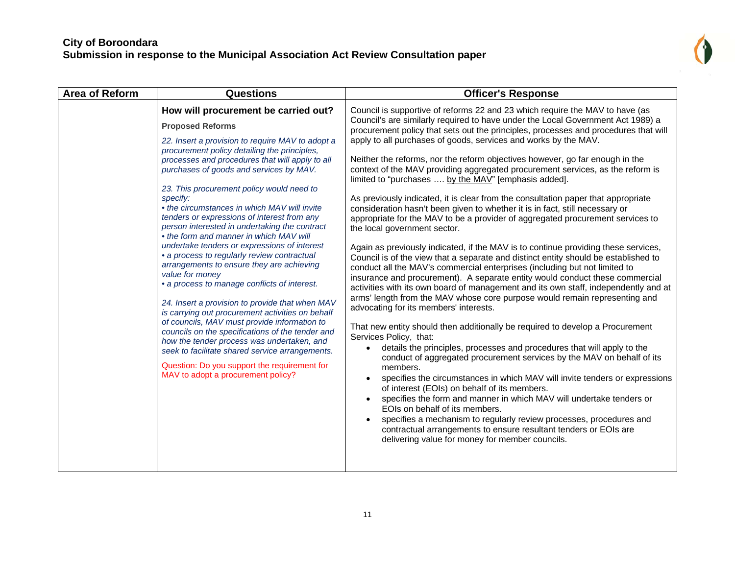| Area of Reform | Questions | Officer's Response |
|---|---|---|
| | **How will procurement be carried out?**<br><br>**Proposed Reforms**<br><br>*22. Insert a provision to require MAV to adopt a procurement policy detailing the principles, processes and procedures that will apply to all purchases of goods and services by MAV.*<br><br>*23. This procurement policy would need to specify:*<br>*• the circumstances in which MAV will invite tenders or expressions of interest from any person interested in undertaking the contract*<br>*• the form and manner in which MAV will undertake tenders or expressions of interest*<br>*• a process to regularly review contractual arrangements to ensure they are achieving value for money*<br>*• a process to manage conflicts of interest.*<br><br>*24. Insert a provision to provide that when MAV is carrying out procurement activities on behalf of councils, MAV must provide information to councils on the specifications of the tender and how the tender process was undertaken, and seek to facilitate shared service arrangements.*<br><br>Question: Do you support the requirement for MAV to adopt a procurement policy? | Council is supportive of reforms 22 and 23 which require the MAV to have (as Council's are similarly required to have under the Local Government Act 1989) a procurement policy that sets out the principles, processes and procedures that will apply to all purchases of goods, services and works by the MAV.<br><br>Neither the reforms, nor the reform objectives however, go far enough in the context of the MAV providing aggregated procurement services, as the reform is limited to "purchases …. by the MAV" [emphasis added].<br><br>As previously indicated, it is clear from the consultation paper that appropriate consideration hasn't been given to whether it is in fact, still necessary or appropriate for the MAV to be a provider of aggregated procurement services to the local government sector.<br><br>Again as previously indicated, if the MAV is to continue providing these services, Council is of the view that a separate and distinct entity should be established to conduct all the MAV's commercial enterprises (including but not limited to insurance and procurement). A separate entity would conduct these commercial activities with its own board of management and its own staff, independently and at arms' length from the MAV whose core purpose would remain representing and advocating for its members' interests.<br><br>That new entity should then additionally be required to develop a Procurement Services Policy, that:<br>• details the principles, processes and procedures that will apply to the conduct of aggregated procurement services by the MAV on behalf of its members.<br>• specifies the circumstances in which MAV will invite tenders or expressions of interest (EOIs) on behalf of its members.<br>• specifies the form and manner in which MAV will undertake tenders or EOIs on behalf of its members.<br>• specifies a mechanism to regularly review processes, procedures and contractual arrangements to ensure resultant tenders or EOIs are delivering value for money for member councils. |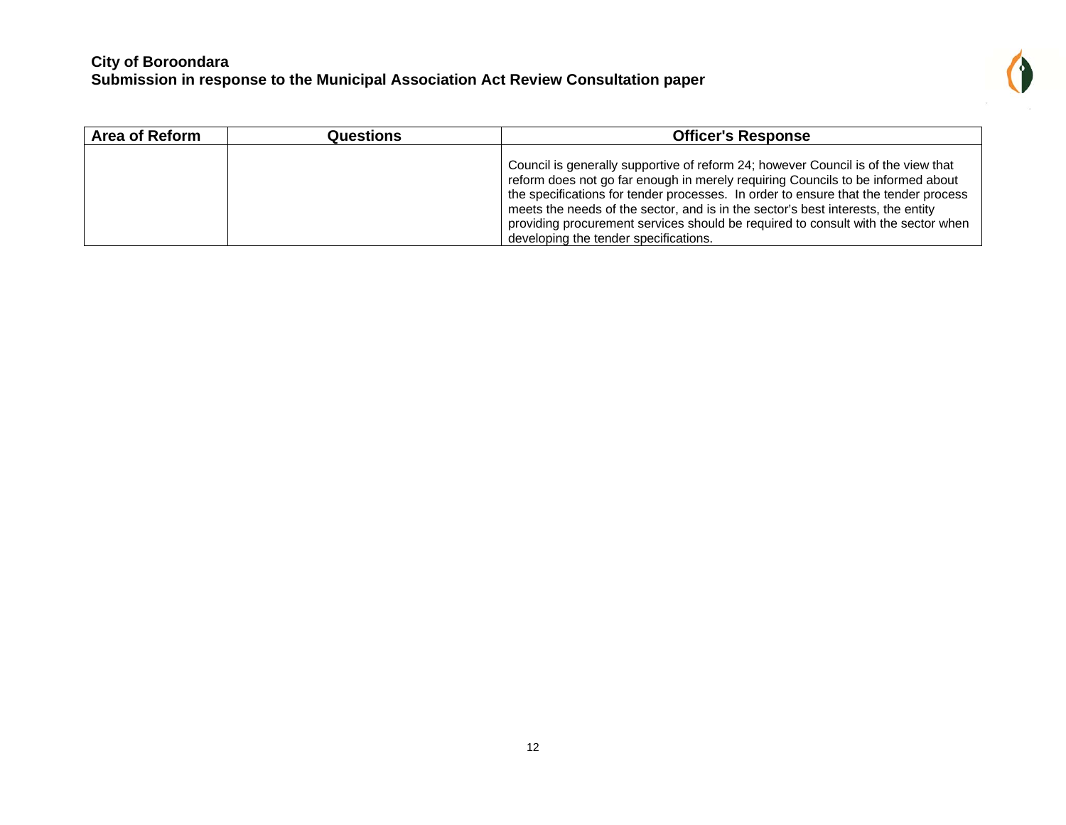| Area of Reform | Questions | Officer's Response |
|---|---|---|
| | | Council is generally supportive of reform 24; however Council is of the view that reform does not go far enough in merely requiring Councils to be informed about the specifications for tender processes. In order to ensure that the tender process meets the needs of the sector, and is in the sector's best interests, the entity providing procurement services should be required to consult with the sector when developing the tender specifications. |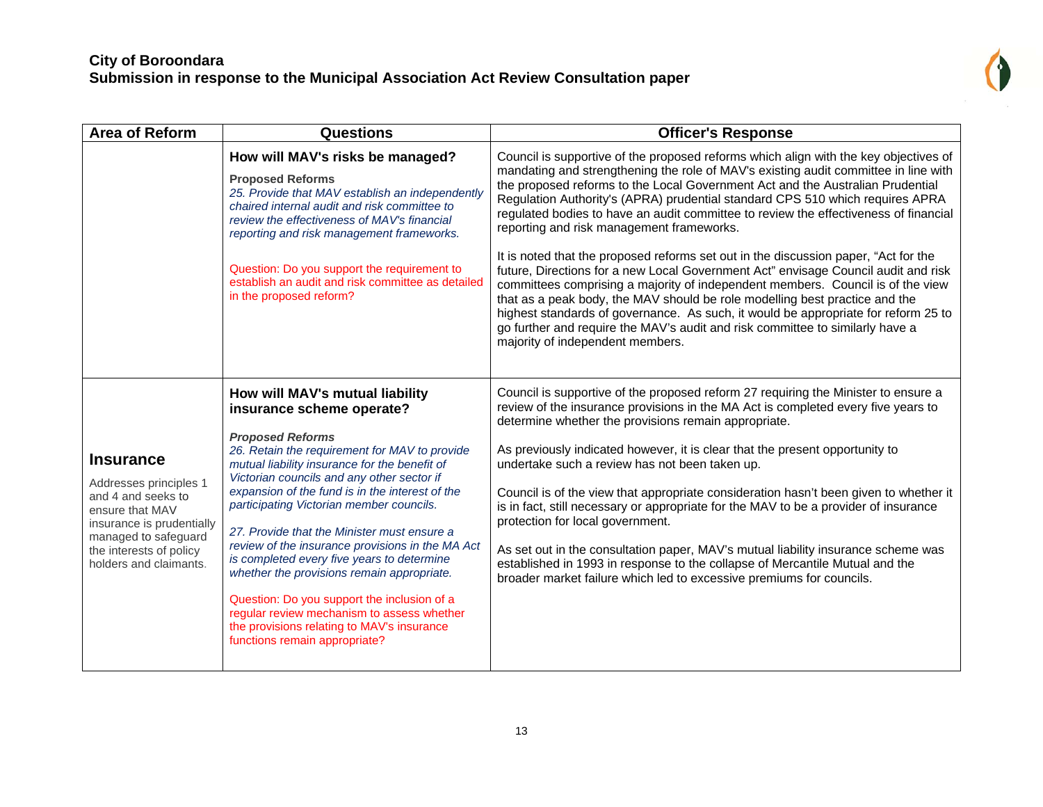**City of Boroondara**
**Submission in response to the Municipal Association Act Review Consultation paper**

| Area of Reform | Questions | Officer's Response |
|---|---|---|
| | **How will MAV's risks be managed?**<br><br>**Proposed Reforms**<br>*25. Provide that MAV establish an independently chaired internal audit and risk committee to review the effectiveness of MAV's financial reporting and risk management frameworks.*<br><br>Question: Do you support the requirement to establish an audit and risk committee as detailed in the proposed reform? | Council is supportive of the proposed reforms which align with the key objectives of mandating and strengthening the role of MAV's existing audit committee in line with the proposed reforms to the Local Government Act and the Australian Prudential Regulation Authority's (APRA) prudential standard CPS 510 which requires APRA regulated bodies to have an audit committee to review the effectiveness of financial reporting and risk management frameworks.<br><br>It is noted that the proposed reforms set out in the discussion paper, "Act for the future, Directions for a new Local Government Act" envisage Council audit and risk committees comprising a majority of independent members. Council is of the view that as a peak body, the MAV should be role modelling best practice and the highest standards of governance. As such, it would be appropriate for reform 25 to go further and require the MAV's audit and risk committee to similarly have a majority of independent members. |
| **Insurance**<br><br>Addresses principles 1 and 4 and seeks to ensure that MAV insurance is prudentially managed to safeguard the interests of policy holders and claimants. | **How will MAV's mutual liability insurance scheme operate?**<br><br>***Proposed Reforms***<br>*26. Retain the requirement for MAV to provide mutual liability insurance for the benefit of Victorian councils and any other sector if expansion of the fund is in the interest of the participating Victorian member councils.*<br><br>*27. Provide that the Minister must ensure a review of the insurance provisions in the MA Act is completed every five years to determine whether the provisions remain appropriate.*<br><br>Question: Do you support the inclusion of a regular review mechanism to assess whether the provisions relating to MAV's insurance functions remain appropriate? | Council is supportive of the proposed reform 27 requiring the Minister to ensure a review of the insurance provisions in the MA Act is completed every five years to determine whether the provisions remain appropriate.<br><br>As previously indicated however, it is clear that the present opportunity to undertake such a review has not been taken up.<br><br>Council is of the view that appropriate consideration hasn't been given to whether it is in fact, still necessary or appropriate for the MAV to be a provider of insurance protection for local government.<br><br>As set out in the consultation paper, MAV's mutual liability insurance scheme was established in 1993 in response to the collapse of Mercantile Mutual and the broader market failure which led to excessive premiums for councils. |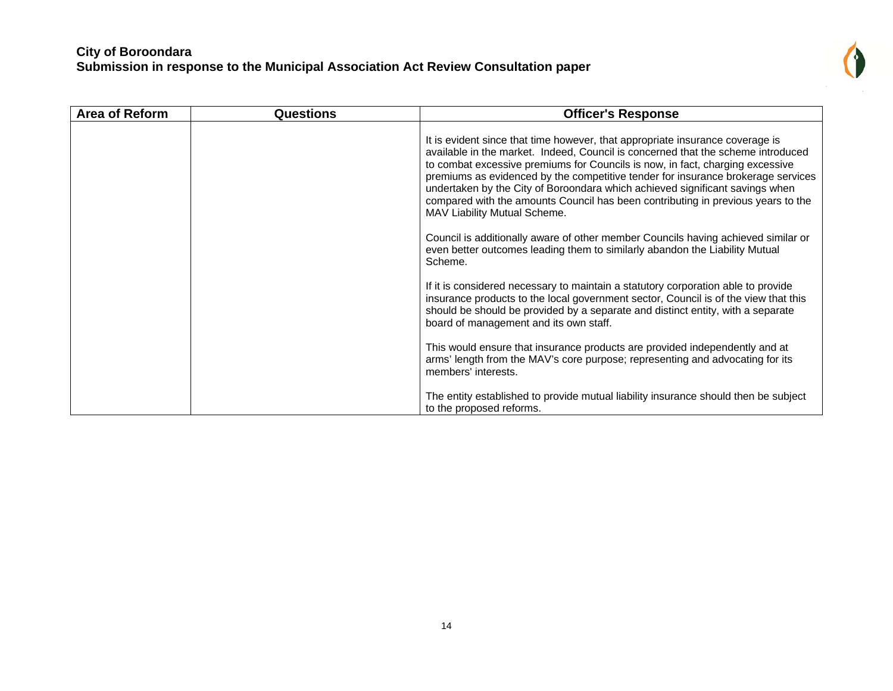| Area of Reform | Questions | Officer's Response |
| --- | --- | --- |
| | | It is evident since that time however, that appropriate insurance coverage is available in the market. Indeed, Council is concerned that the scheme introduced to combat excessive premiums for Councils is now, in fact, charging excessive premiums as evidenced by the competitive tender for insurance brokerage services undertaken by the City of Boroondara which achieved significant savings when compared with the amounts Council has been contributing in previous years to the MAV Liability Mutual Scheme.<br><br>Council is additionally aware of other member Councils having achieved similar or even better outcomes leading them to similarly abandon the Liability Mutual Scheme.<br><br>If it is considered necessary to maintain a statutory corporation able to provide insurance products to the local government sector, Council is of the view that this should be should be provided by a separate and distinct entity, with a separate board of management and its own staff.<br><br>This would ensure that insurance products are provided independently and at arms' length from the MAV's core purpose; representing and advocating for its members' interests.<br><br>The entity established to provide mutual liability insurance should then be subject to the proposed reforms. |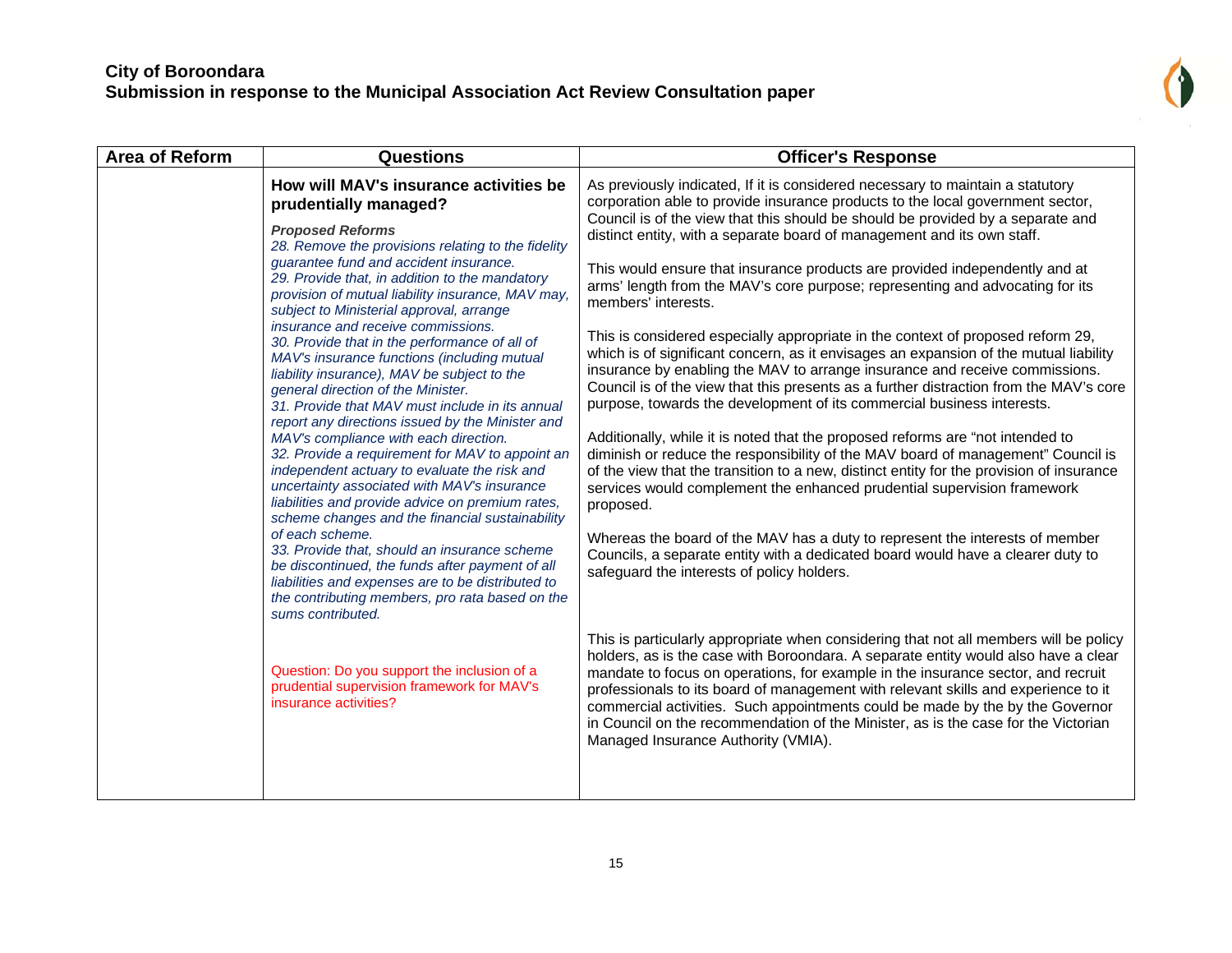| Area of Reform | Questions | Officer's Response |
|---|---|---|
| | **How will MAV's insurance activities be prudentially managed?**<br><br>***Proposed Reforms***<br>*28. Remove the provisions relating to the fidelity guarantee fund and accident insurance.*<br>*29. Provide that, in addition to the mandatory provision of mutual liability insurance, MAV may, subject to Ministerial approval, arrange insurance and receive commissions.*<br>*30. Provide that in the performance of all of MAV's insurance functions (including mutual liability insurance), MAV be subject to the general direction of the Minister.*<br>*31. Provide that MAV must include in its annual report any directions issued by the Minister and MAV's compliance with each direction.*<br>*32. Provide a requirement for MAV to appoint an independent actuary to evaluate the risk and uncertainty associated with MAV's insurance liabilities and provide advice on premium rates, scheme changes and the financial sustainability of each scheme.*<br>*33. Provide that, should an insurance scheme be discontinued, the funds after payment of all liabilities and expenses are to be distributed to the contributing members, pro rata based on the sums contributed.*<br><br>Question: Do you support the inclusion of a prudential supervision framework for MAV's insurance activities? | As previously indicated, If it is considered necessary to maintain a statutory corporation able to provide insurance products to the local government sector, Council is of the view that this should be should be provided by a separate and distinct entity, with a separate board of management and its own staff.<br><br>This would ensure that insurance products are provided independently and at arms' length from the MAV's core purpose; representing and advocating for its members' interests.<br><br>This is considered especially appropriate in the context of proposed reform 29, which is of significant concern, as it envisages an expansion of the mutual liability insurance by enabling the MAV to arrange insurance and receive commissions. Council is of the view that this presents as a further distraction from the MAV's core purpose, towards the development of its commercial business interests.<br><br>Additionally, while it is noted that the proposed reforms are "not intended to diminish or reduce the responsibility of the MAV board of management" Council is of the view that the transition to a new, distinct entity for the provision of insurance services would complement the enhanced prudential supervision framework proposed.<br><br>Whereas the board of the MAV has a duty to represent the interests of member Councils, a separate entity with a dedicated board would have a clearer duty to safeguard the interests of policy holders.<br><br>This is particularly appropriate when considering that not all members will be policy holders, as is the case with Boroondara. A separate entity would also have a clear mandate to focus on operations, for example in the insurance sector, and recruit professionals to its board of management with relevant skills and experience to it commercial activities. Such appointments could be made by the by the Governor in Council on the recommendation of the Minister, as is the case for the Victorian Managed Insurance Authority (VMIA). |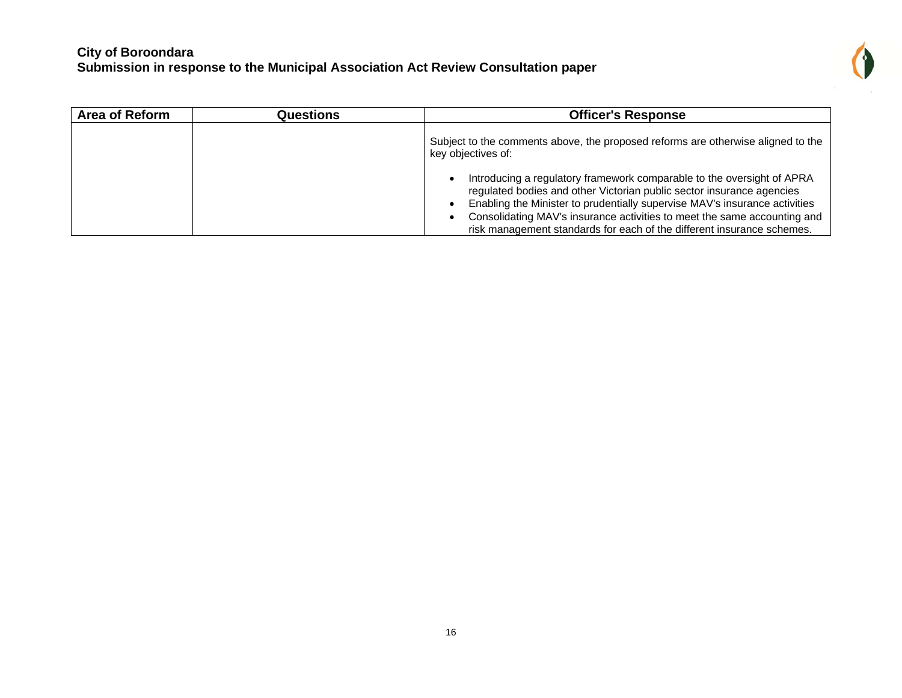| Area of Reform | Questions | Officer's Response |
| --- | --- | --- |
| | | Subject to the comments above, the proposed reforms are otherwise aligned to the key objectives of:<br><br>• Introducing a regulatory framework comparable to the oversight of APRA regulated bodies and other Victorian public sector insurance agencies<br>• Enabling the Minister to prudentially supervise MAV's insurance activities<br>• Consolidating MAV's insurance activities to meet the same accounting and risk management standards for each of the different insurance schemes. |